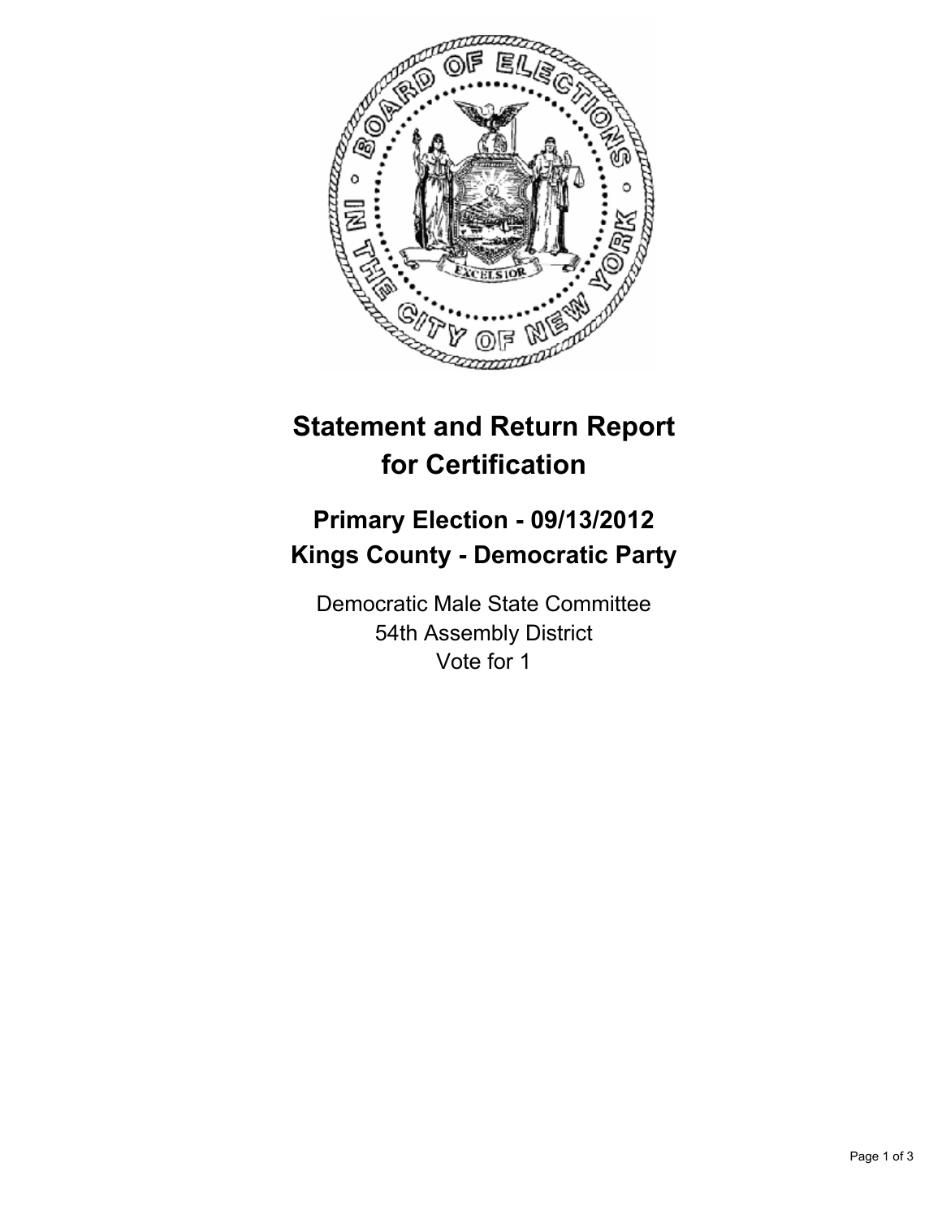# Statement and Return Report for Certification

## Primary Election - 09/13/2012
## Kings County - Democratic Party

Democratic Male State Committee
54th Assembly District
Vote for 1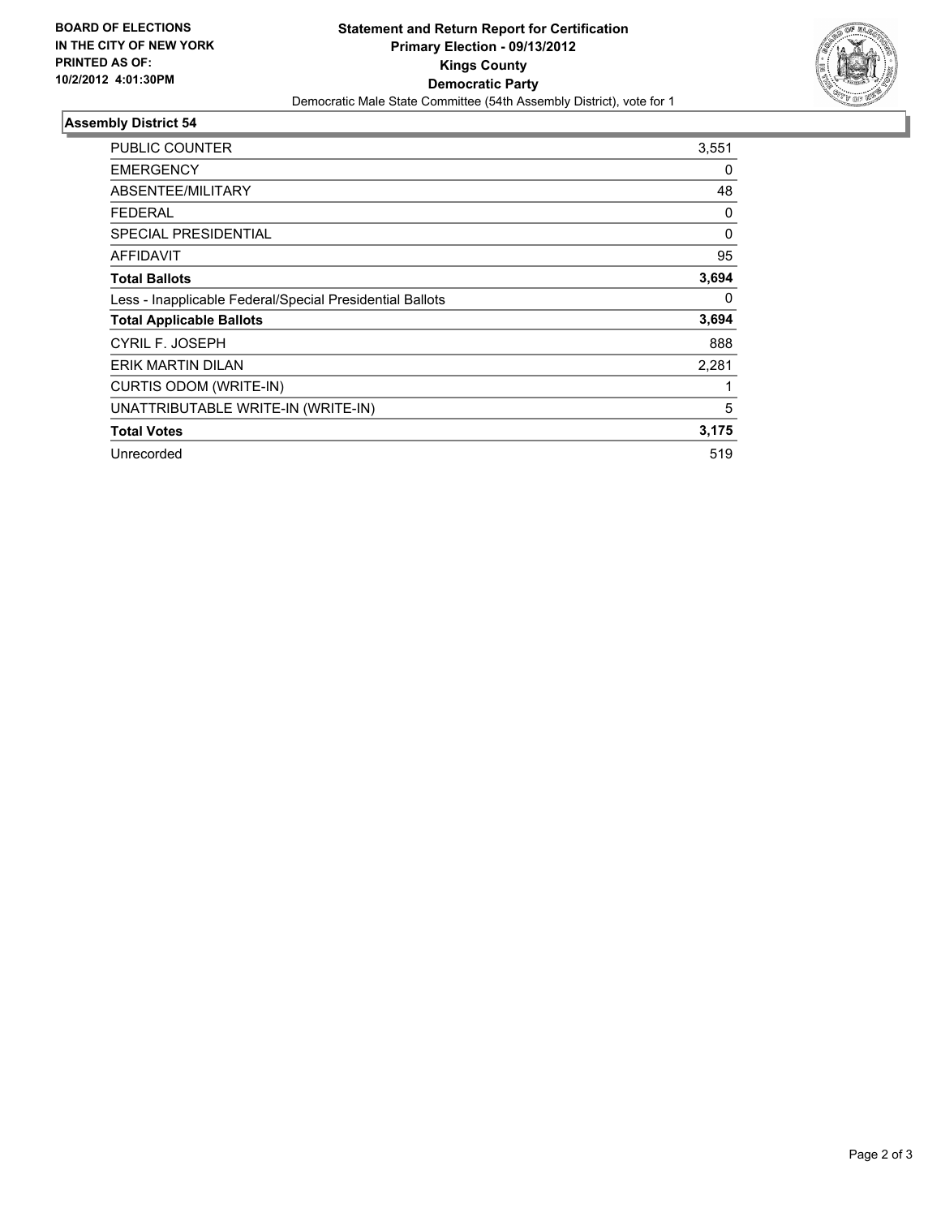**BOARD OF ELECTIONS IN THE CITY OF NEW YORK**
**PRINTED AS OF: 10/2/2012 4:01:30PM**

# Statement and Return Report for Certification
## Primary Election - 09/13/2012
## Kings County
## Democratic Party

Democratic Male State Committee (54th Assembly District), vote for 1

### Assembly District 54

| | |
|---|---|
| PUBLIC COUNTER | 3,551 |
| EMERGENCY | 0 |
| ABSENTEE/MILITARY | 48 |
| FEDERAL | 0 |
| SPECIAL PRESIDENTIAL | 0 |
| AFFIDAVIT | 95 |
| **Total Ballots** | **3,694** |
| Less - Inapplicable Federal/Special Presidential Ballots | 0 |
| **Total Applicable Ballots** | **3,694** |
| CYRIL F. JOSEPH | 888 |
| ERIK MARTIN DILAN | 2,281 |
| CURTIS ODOM (WRITE-IN) | 1 |
| UNATTRIBUTABLE WRITE-IN (WRITE-IN) | 5 |
| **Total Votes** | **3,175** |
| Unrecorded | 519 |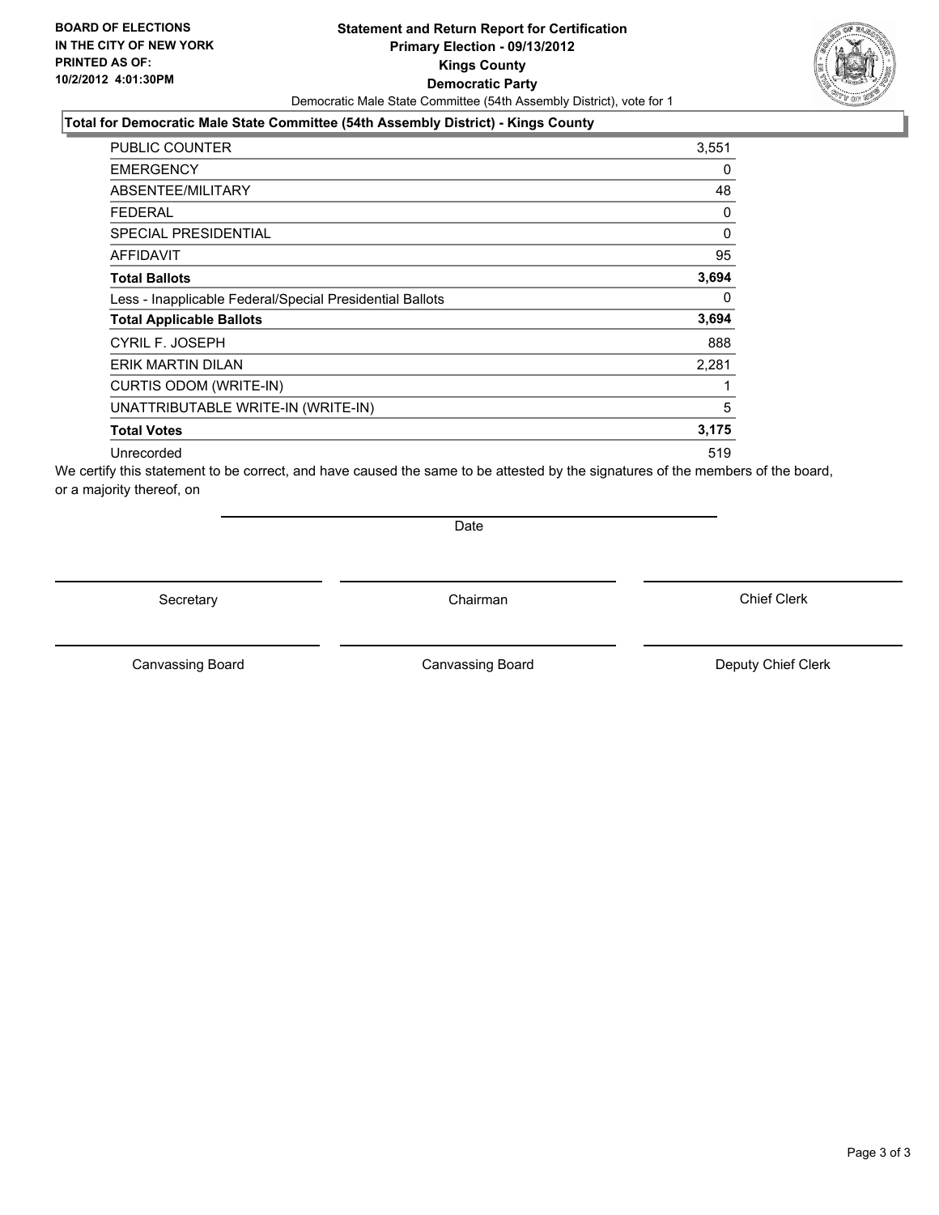**BOARD OF ELECTIONS IN THE CITY OF NEW YORK PRINTED AS OF: 10/2/2012 4:01:30PM**

# Statement and Return Report for Certification
## Primary Election - 09/13/2012
## Kings County
## Democratic Party

Democratic Male State Committee (54th Assembly District), vote for 1

### Total for Democratic Male State Committee (54th Assembly District) - Kings County

| | |
|---|---|
| PUBLIC COUNTER | 3,551 |
| EMERGENCY | 0 |
| ABSENTEE/MILITARY | 48 |
| FEDERAL | 0 |
| SPECIAL PRESIDENTIAL | 0 |
| AFFIDAVIT | 95 |
| **Total Ballots** | **3,694** |
| Less - Inapplicable Federal/Special Presidential Ballots | 0 |
| **Total Applicable Ballots** | **3,694** |
| CYRIL F. JOSEPH | 888 |
| ERIK MARTIN DILAN | 2,281 |
| CURTIS ODOM (WRITE-IN) | 1 |
| UNATTRIBUTABLE WRITE-IN (WRITE-IN) | 5 |
| **Total Votes** | **3,175** |
| Unrecorded | 519 |

We certify this statement to be correct, and have caused the same to be attested by the signatures of the members of the board, or a majority thereof, on

Date

Secretary Chairman Chief Clerk

Canvassing Board Canvassing Board Deputy Chief Clerk